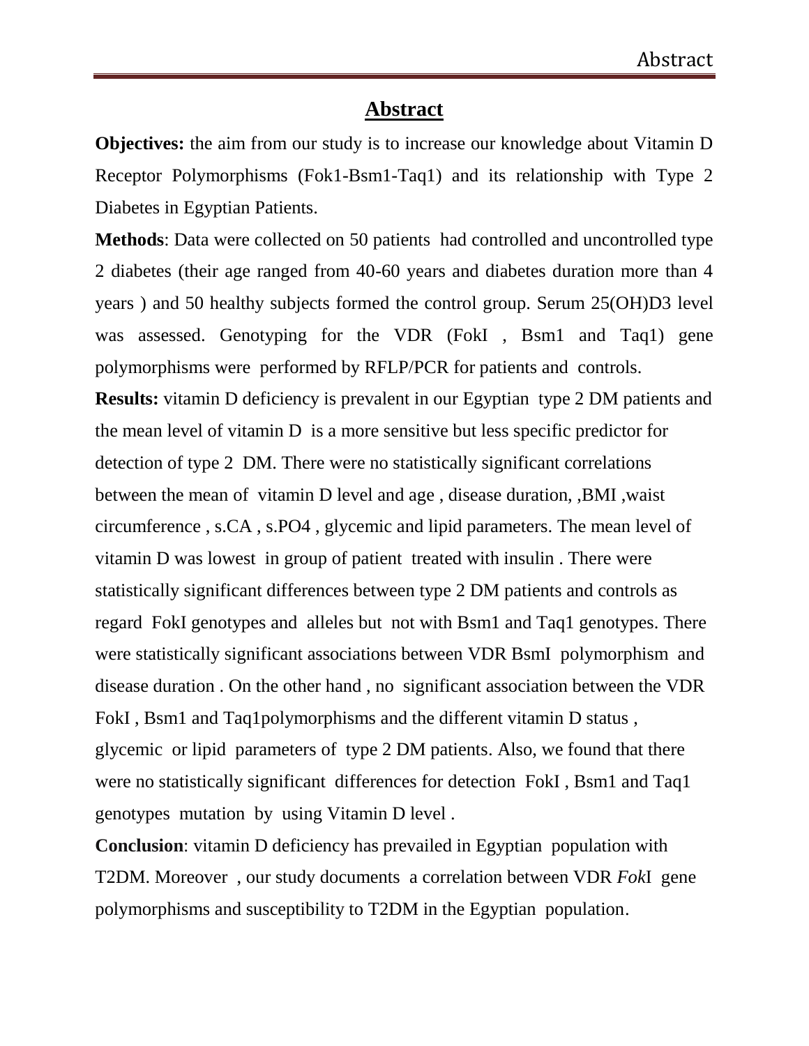# Abstract

**Objectives:** the aim from our study is to increase our knowledge about Vitamin D Receptor Polymorphisms (Fok1-Bsm1-Taq1) and its relationship with Type 2 Diabetes in Egyptian Patients.

**Methods**: Data were collected on 50 patients had controlled and uncontrolled type 2 diabetes (their age ranged from 40-60 years and diabetes duration more than 4 years ) and 50 healthy subjects formed the control group. Serum 25(OH)D3 level was assessed. Genotyping for the VDR (FokI , Bsm1 and Taq1) gene polymorphisms were performed by RFLP/PCR for patients and controls.

**Results:** vitamin D deficiency is prevalent in our Egyptian type 2 DM patients and the mean level of vitamin D is a more sensitive but less specific predictor for detection of type 2 DM. There were no statistically significant correlations between the mean of vitamin D level and age , disease duration, ,BMI ,waist circumference , s.CA , s.PO4 , glycemic and lipid parameters. The mean level of vitamin D was lowest in group of patient treated with insulin . There were statistically significant differences between type 2 DM patients and controls as regard FokI genotypes and alleles but not with Bsm1 and Taq1 genotypes. There were statistically significant associations between VDR BsmI polymorphism and disease duration . On the other hand , no significant association between the VDR FokI , Bsm1 and Taq1polymorphisms and the different vitamin D status , glycemic or lipid parameters of type 2 DM patients. Also, we found that there were no statistically significant differences for detection FokI , Bsm1 and Taq1 genotypes mutation by using Vitamin D level .

**Conclusion**: vitamin D deficiency has prevailed in Egyptian population with T2DM. Moreover , our study documents a correlation between VDR *Fok*I gene polymorphisms and susceptibility to T2DM in the Egyptian population.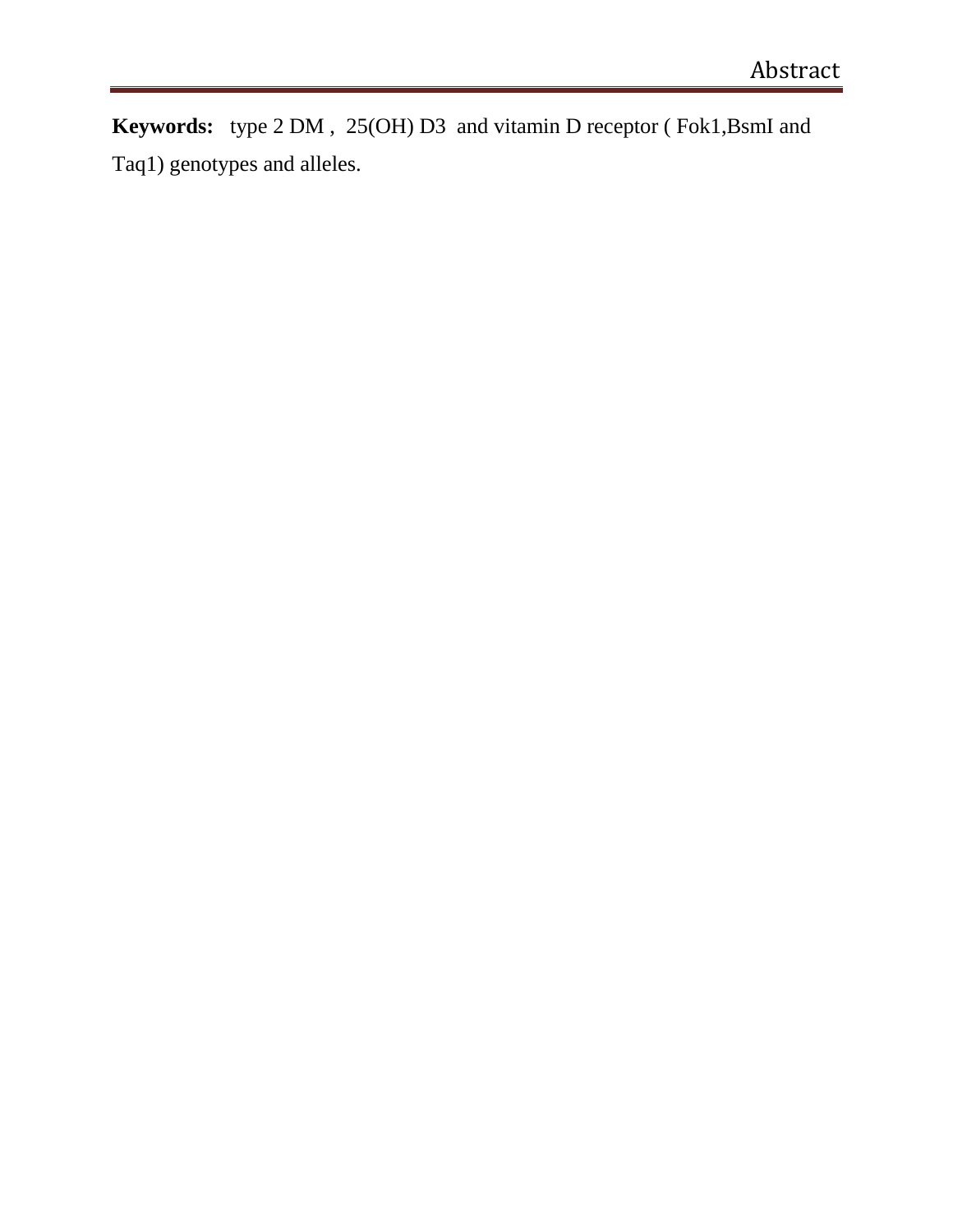**Keywords:** type 2 DM , 25(OH) D3 and vitamin D receptor ( Fok1,BsmI and Taq1) genotypes and alleles.